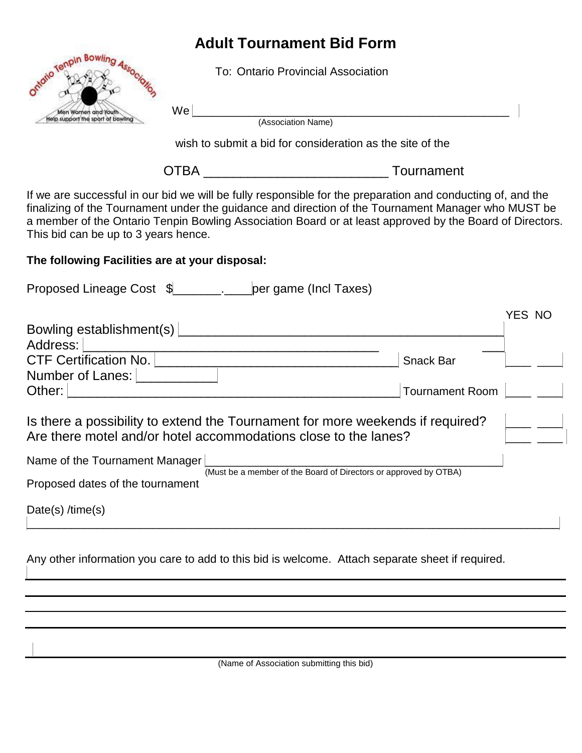# Adult Tournament Bid Form

To: Ontario Provincial Association

We ______________________________________________
(Association Name)

wish to submit a bid for consideration as the site of the

OTBA ________________________ Tournament

If we are successful in our bid we will be fully responsible for the preparation and conducting of, and the finalizing of the Tournament under the guidance and direction of the Tournament Manager who MUST be a member of the Ontario Tenpin Bowling Association Board or at least approved by the Board of Directors. This bid can be up to 3 years hence.

**The following Facilities are at your disposal:**

Proposed Lineage Cost $_______.____ per game (Incl Taxes)

| | | YES | NO |
|---|---|---|---|
| Bowling establishment(s) ______________________________ | | | |
| Address: ______________________________ | | | |
| CTF Certification No. ______________________________ | Snack Bar | ___ | ___ |
| Number of Lanes: ___________ | | | |
| Other: ______________________________ | Tournament Room | ___ | ___ |
| Is there a possibility to extend the Tournament for more weekends if required? | | ___ | ___ |
| Are there motel and/or hotel accommodations close to the lanes? | | ___ | ___ |

Name of the Tournament Manager ______________________________
(Must be a member of the Board of Directors or approved by OTBA)

Proposed dates of the tournament

Date(s) /time(s)

______________________________________________

Any other information you care to add to this bid is welcome. Attach separate sheet if required.

______________________________________________

______________________________________________

______________________________________________

______________________________________________

______________________________________________
(Name of Association submitting this bid)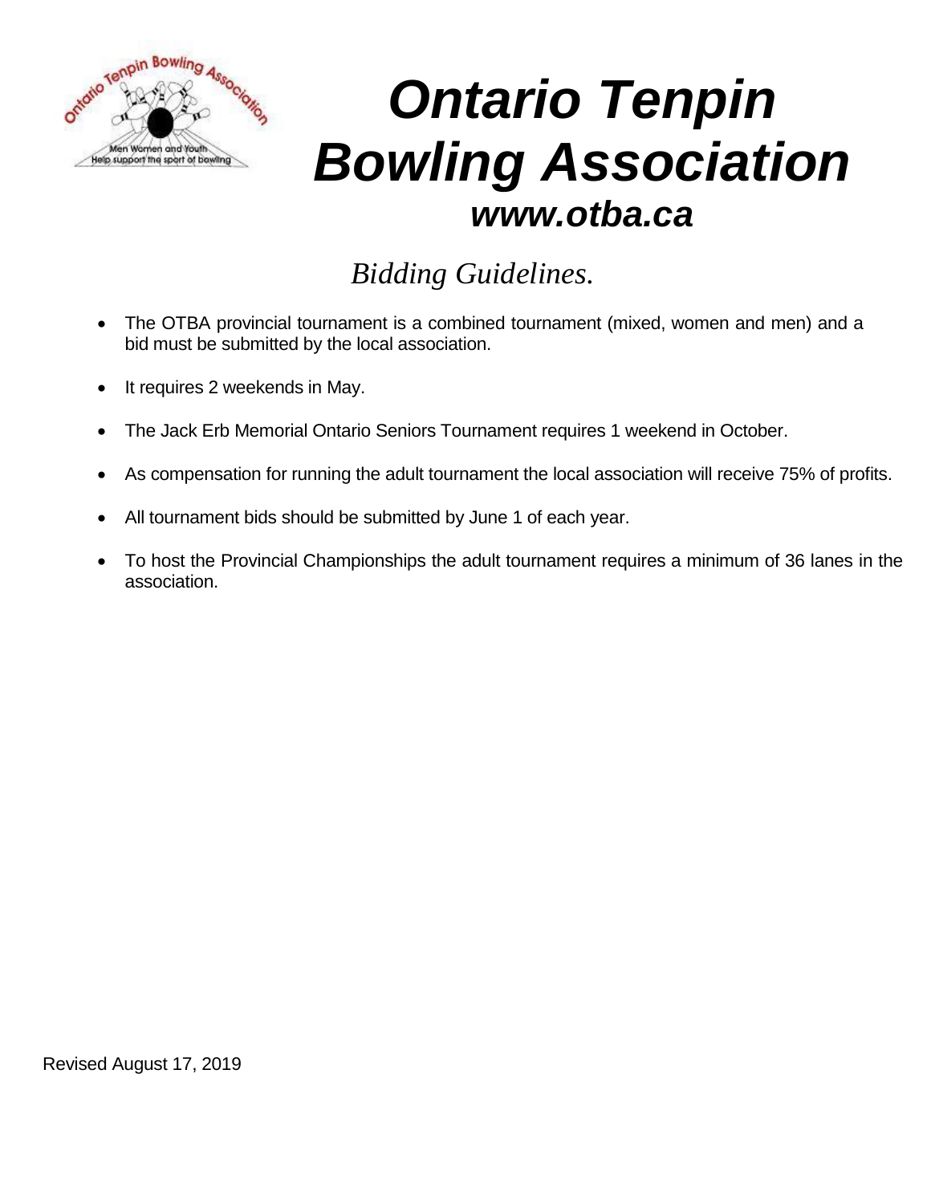# Ontario Tenpin Bowling Association

## www.otba.ca

*Bidding Guidelines.*

- The OTBA provincial tournament is a combined tournament (mixed, women and men) and a bid must be submitted by the local association.
- It requires 2 weekends in May.
- The Jack Erb Memorial Ontario Seniors Tournament requires 1 weekend in October.
- As compensation for running the adult tournament the local association will receive 75% of profits.
- All tournament bids should be submitted by June 1 of each year.
- To host the Provincial Championships the adult tournament requires a minimum of 36 lanes in the association.

Revised August 17, 2019